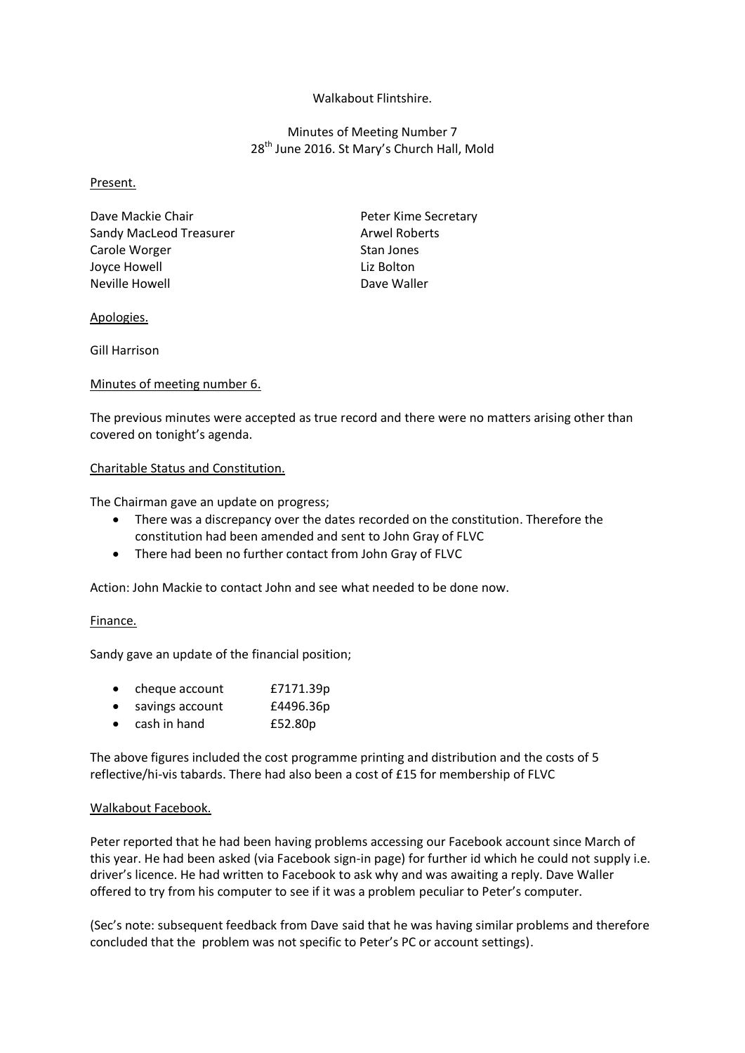Walkabout Flintshire.

Minutes of Meeting Number 7
28th June 2016. St Mary's Church Hall, Mold

Present.

| | |
|---|---|
| Dave Mackie Chair | Peter Kime Secretary |
| Sandy MacLeod Treasurer | Arwel Roberts |
| Carole Worger | Stan Jones |
| Joyce Howell | Liz Bolton |
| Neville Howell | Dave Waller |

Apologies.

Gill Harrison

Minutes of meeting number 6.

The previous minutes were accepted as true record and there were no matters arising other than covered on tonight's agenda.

Charitable Status and Constitution.

The Chairman gave an update on progress;

- There was a discrepancy over the dates recorded on the constitution. Therefore the constitution had been amended and sent to John Gray of FLVC
- There had been no further contact from John Gray of FLVC

Action: John Mackie to contact John and see what needed to be done now.

Finance.

Sandy gave an update of the financial position;

- cheque account £7171.39p
- savings account £4496.36p
- cash in hand £52.80p

The above figures included the cost programme printing and distribution and the costs of 5 reflective/hi-vis tabards. There had also been a cost of £15 for membership of FLVC

Walkabout Facebook.

Peter reported that he had been having problems accessing our Facebook account since March of this year. He had been asked (via Facebook sign-in page) for further id which he could not supply i.e. driver's licence. He had written to Facebook to ask why and was awaiting a reply. Dave Waller offered to try from his computer to see if it was a problem peculiar to Peter's computer.

(Sec's note: subsequent feedback from Dave said that he was having similar problems and therefore concluded that the problem was not specific to Peter's PC or account settings).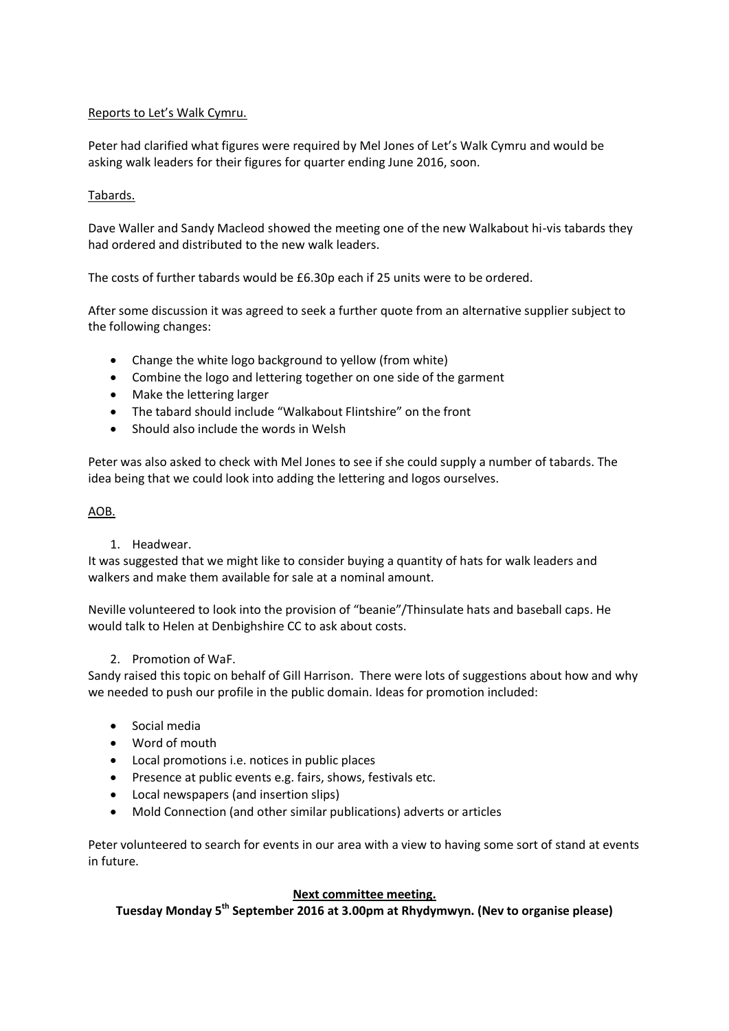Reports to Let's Walk Cymru.

Peter had clarified what figures were required by Mel Jones of Let's Walk Cymru and would be asking walk leaders for their figures for quarter ending June 2016, soon.

Tabards.

Dave Waller and Sandy Macleod showed the meeting one of the new Walkabout hi-vis tabards they had ordered and distributed to the new walk leaders.

The costs of further tabards would be £6.30p each if 25 units were to be ordered.

After some discussion it was agreed to seek a further quote from an alternative supplier subject to the following changes:

- Change the white logo background to yellow (from white)
- Combine the logo and lettering together on one side of the garment
- Make the lettering larger
- The tabard should include "Walkabout Flintshire" on the front
- Should also include the words in Welsh

Peter was also asked to check with Mel Jones to see if she could supply a number of tabards. The idea being that we could look into adding the lettering and logos ourselves.

AOB.

1. Headwear.

It was suggested that we might like to consider buying a quantity of hats for walk leaders and walkers and make them available for sale at a nominal amount.

Neville volunteered to look into the provision of "beanie"/Thinsulate hats and baseball caps. He would talk to Helen at Denbighshire CC to ask about costs.

2. Promotion of WaF.

Sandy raised this topic on behalf of Gill Harrison. There were lots of suggestions about how and why we needed to push our profile in the public domain. Ideas for promotion included:

- Social media
- Word of mouth
- Local promotions i.e. notices in public places
- Presence at public events e.g. fairs, shows, festivals etc.
- Local newspapers (and insertion slips)
- Mold Connection (and other similar publications) adverts or articles

Peter volunteered to search for events in our area with a view to having some sort of stand at events in future.

**Next committee meeting.**

**Tuesday Monday 5th September 2016 at 3.00pm at Rhydymwyn. (Nev to organise please)**